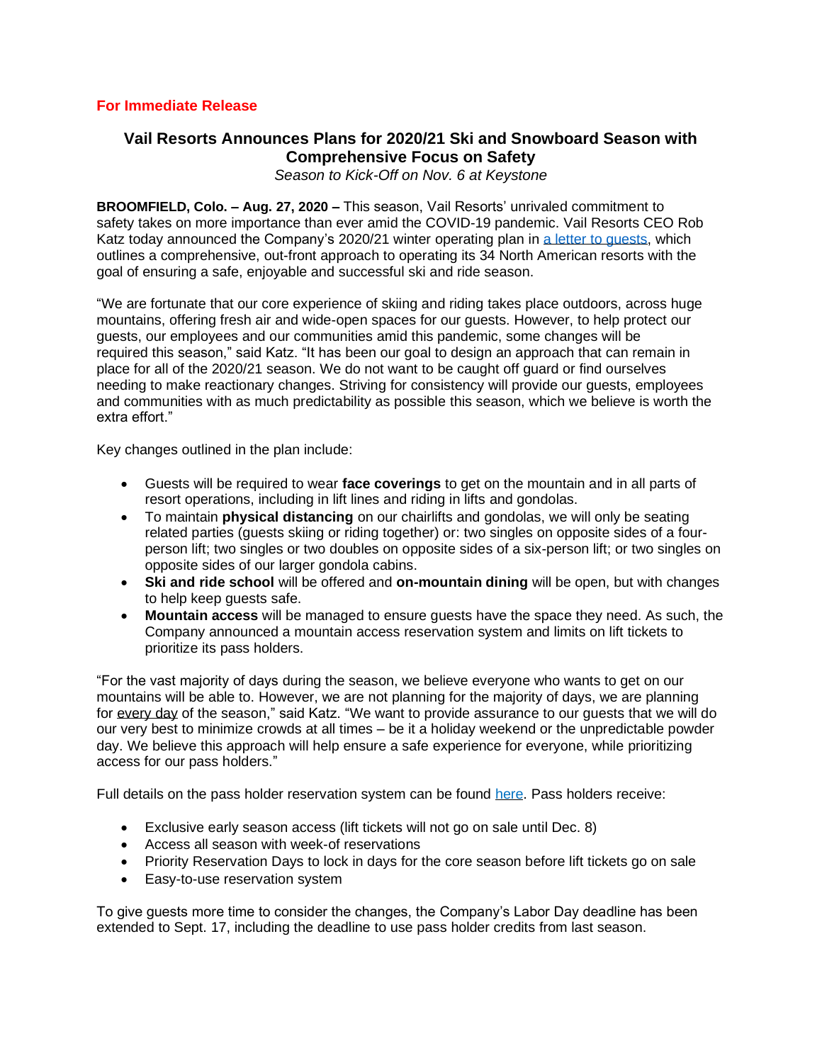**For Immediate Release**

# Vail Resorts Announces Plans for 2020/21 Ski and Snowboard Season with Comprehensive Focus on Safety

*Season to Kick-Off on Nov. 6 at Keystone*

**BROOMFIELD, Colo. – Aug. 27, 2020 –** This season, Vail Resorts' unrivaled commitment to safety takes on more importance than ever amid the COVID-19 pandemic. Vail Resorts CEO Rob Katz today announced the Company's 2020/21 winter operating plan in a letter to guests, which outlines a comprehensive, out-front approach to operating its 34 North American resorts with the goal of ensuring a safe, enjoyable and successful ski and ride season.

"We are fortunate that our core experience of skiing and riding takes place outdoors, across huge mountains, offering fresh air and wide-open spaces for our guests. However, to help protect our guests, our employees and our communities amid this pandemic, some changes will be required this season," said Katz. "It has been our goal to design an approach that can remain in place for all of the 2020/21 season. We do not want to be caught off guard or find ourselves needing to make reactionary changes. Striving for consistency will provide our guests, employees and communities with as much predictability as possible this season, which we believe is worth the extra effort."

Key changes outlined in the plan include:

- Guests will be required to wear **face coverings** to get on the mountain and in all parts of resort operations, including in lift lines and riding in lifts and gondolas.
- To maintain **physical distancing** on our chairlifts and gondolas, we will only be seating related parties (guests skiing or riding together) or: two singles on opposite sides of a four-person lift; two singles or two doubles on opposite sides of a six-person lift; or two singles on opposite sides of our larger gondola cabins.
- **Ski and ride school** will be offered and **on-mountain dining** will be open, but with changes to help keep guests safe.
- **Mountain access** will be managed to ensure guests have the space they need. As such, the Company announced a mountain access reservation system and limits on lift tickets to prioritize its pass holders.

"For the vast majority of days during the season, we believe everyone who wants to get on our mountains will be able to. However, we are not planning for the majority of days, we are planning for every day of the season," said Katz. "We want to provide assurance to our guests that we will do our very best to minimize crowds at all times – be it a holiday weekend or the unpredictable powder day. We believe this approach will help ensure a safe experience for everyone, while prioritizing access for our pass holders."

Full details on the pass holder reservation system can be found here. Pass holders receive:

- Exclusive early season access (lift tickets will not go on sale until Dec. 8)
- Access all season with week-of reservations
- Priority Reservation Days to lock in days for the core season before lift tickets go on sale
- Easy-to-use reservation system

To give guests more time to consider the changes, the Company's Labor Day deadline has been extended to Sept. 17, including the deadline to use pass holder credits from last season.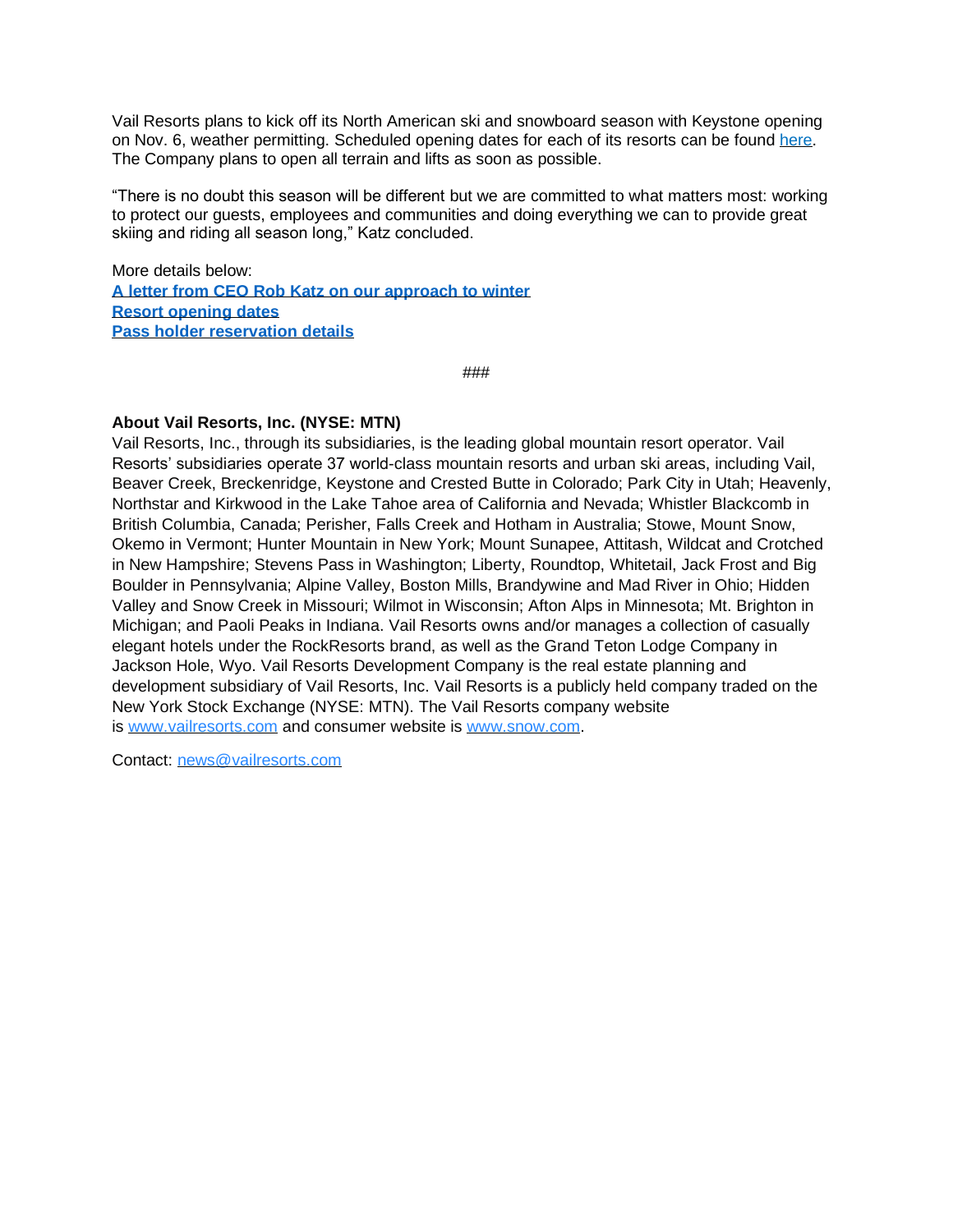Vail Resorts plans to kick off its North American ski and snowboard season with Keystone opening on Nov. 6, weather permitting. Scheduled opening dates for each of its resorts can be found here. The Company plans to open all terrain and lifts as soon as possible.

"There is no doubt this season will be different but we are committed to what matters most: working to protect our guests, employees and communities and doing everything we can to provide great skiing and riding all season long," Katz concluded.

More details below:
**A letter from CEO Rob Katz on our approach to winter**
**Resort opening dates**
**Pass holder reservation details**

###

**About Vail Resorts, Inc. (NYSE: MTN)**
Vail Resorts, Inc., through its subsidiaries, is the leading global mountain resort operator. Vail Resorts' subsidiaries operate 37 world-class mountain resorts and urban ski areas, including Vail, Beaver Creek, Breckenridge, Keystone and Crested Butte in Colorado; Park City in Utah; Heavenly, Northstar and Kirkwood in the Lake Tahoe area of California and Nevada; Whistler Blackcomb in British Columbia, Canada; Perisher, Falls Creek and Hotham in Australia; Stowe, Mount Snow, Okemo in Vermont; Hunter Mountain in New York; Mount Sunapee, Attitash, Wildcat and Crotched in New Hampshire; Stevens Pass in Washington; Liberty, Roundtop, Whitetail, Jack Frost and Big Boulder in Pennsylvania; Alpine Valley, Boston Mills, Brandywine and Mad River in Ohio; Hidden Valley and Snow Creek in Missouri; Wilmot in Wisconsin; Afton Alps in Minnesota; Mt. Brighton in Michigan; and Paoli Peaks in Indiana. Vail Resorts owns and/or manages a collection of casually elegant hotels under the RockResorts brand, as well as the Grand Teton Lodge Company in Jackson Hole, Wyo. Vail Resorts Development Company is the real estate planning and development subsidiary of Vail Resorts, Inc. Vail Resorts is a publicly held company traded on the New York Stock Exchange (NYSE: MTN). The Vail Resorts company website is www.vailresorts.com and consumer website is www.snow.com.

Contact: news@vailresorts.com